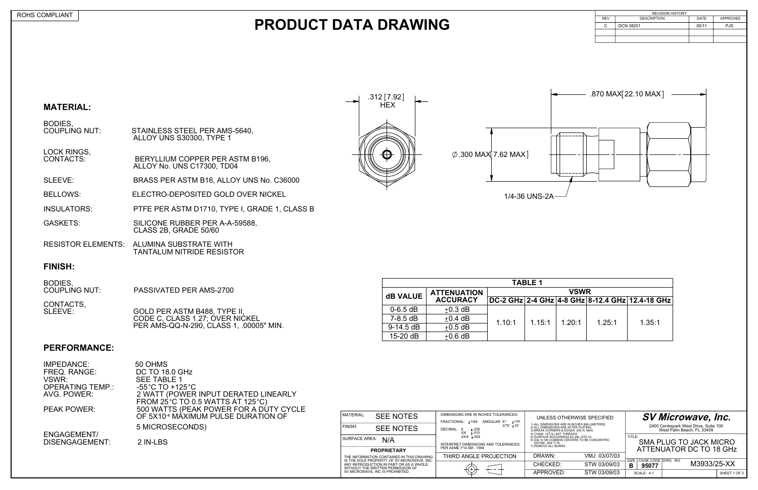ROHS COMPLIANT

# PRODUCT DATA DRAWING

| REVISION HISTORY | | | |
|---|---|---|---|
| REV | DESCRIPTION | DATE | APPROVED |
| C | DCN 38201 | 05/11 | PJS |

## MATERIAL:

| | |
|---|---|
| BODIES, COUPLING NUT: | STAINLESS STEEL PER AMS-5640, ALLOY UNS S30300, TYPE 1 |
| LOCK RINGS, CONTACTS: | BERYLLIUM COPPER PER ASTM B196, ALLOY No. UNS C17300, TD04 |
| SLEEVE: | BRASS PER ASTM B16, ALLOY UNS No. C36000 |
| BELLOWS: | ELECTRO-DEPOSITED GOLD OVER NICKEL |
| INSULATORS: | PTFE PER ASTM D1710, TYPE I, GRADE 1, CLASS B |
| GASKETS: | SILICONE RUBBER PER A-A-59588, CLASS 2B, GRADE 50/60 |
| RESISTOR ELEMENTS: | ALUMINA SUBSTRATE WITH TANTALUM NITRIDE RESISTOR |

## FINISH:

| | |
|---|---|
| BODIES, COUPLING NUT: | PASSIVATED PER AMS-2700 |
| CONTACTS, SLEEVE: | GOLD PER ASTM B488, TYPE II, CODE C, CLASS 1.27; OVER NICKEL PER AMS-QQ-N-290, CLASS 1, .00005" MIN. |

## PERFORMANCE:

| | |
|---|---|
| IMPEDANCE: | 50 OHMS |
| FREQ. RANGE: | DC TO 18.0 GHz |
| VSWR: | SEE TABLE 1 |
| OPERATING TEMP.: | -55°C TO +125°C |
| AVG. POWER: | 2 WATT (POWER INPUT DERATED LINEARLY FROM 25°C TO 0.5 WATTS AT 125°C) |
| PEAK POWER: | 500 WATTS (PEAK POWER FOR A DUTY CYCLE OF 5X10$^{-4}$ MAXIMUM PULSE DURATION OF 5 MICROSECONDS) |
| ENGAGEMENT/ DISENGAGEMENT: | 2 IN-LBS |

.312 [7.92] HEX

.870 MAX [22.10 MAX]

∅.300 MAX [7.62 MAX]

1/4-36 UNS-2A

**TABLE 1**

| dB VALUE | ATTENUATION ACCURACY | VSWR | | | | |
|---|---|---|---|---|---|---|
| | | DC-2 GHz | 2-4 GHz | 4-8 GHz | 8-12.4 GHz | 12.4-18 GHz |
| 0-6.5 dB | ±0.3 dB | 1.10:1 | 1.15:1 | 1.20:1 | 1.25:1 | 1.35:1 |
| 7-8.5 dB | ±0.4 dB | | | | | |
| 9-14.5 dB | ±0.5 dB | | | | | |
| 15-20 dB | ±0.6 dB | | | | | |

| | | | |
|---|---|---|---|
| MATERIAL: SEE NOTES | DIMENSIONS ARE IN INCHES TOLERANCES: FRACTIONAL: ±1/64 ANGULAR: X° ±1°0' X°X' ±15' DECIMAL: .X ±.030 .XX ±.010 .XXX ±.005 | UNLESS OTHERWISE SPECIFIED 1) ALL DIMENSIONS ARE IN INCHES [MILLIMETERS] 2) ALL DIMENSIONS ARE AFTER PLATING. 3) BREAK CORNERS & EDGES .005 R. MAX. 4) CHAM. 1ST & LAST THREADS. 5) SURFACE ROUGHNESS 63√ MIL-STD-10. 6) DIA.'S ON COMMON CENTERS TO BE CONCENTRIC WITHIN .005 T.I.R. 7) REMOVE ALL BURRS | ***SV Microwave, Inc.*** 2400 Centrepark West Drive, Suite 100 West Palm Beach, FL 33409 |
| FINISH: SEE NOTES | | | TITLE: SMA PLUG TO JACK MICRO ATTENUATOR DC TO 18 GHz |
| SURFACE AREA: N/A | INTERPRET DIMENSIONS AND TOLERANCES PER ASME Y14.5M - 1994 | DRAWN: VMJ 03/07/03 | SIZE: B / CAGE CODE: 95077 / DWG. NO. M3933/25-XX |
| **PROPRIETARY** THE INFORMATION CONTAINED IN THIS DRAWING IS THE SOLE PROPERTY OF SV MICROWAVE, INC. ANY REPRODUCTION IN PART OR AS A WHOLE WITHOUT THE WRITTEN PERMISSION OF SV MICROWAVE, INC IS PROHIBITED. | THIRD ANGLE PROJECTION | CHECKED: STW 03/09/03 | SCALE: 4:1 |
| | | APPROVED: STW 03/09/03 | SHEET 1 OF 2 |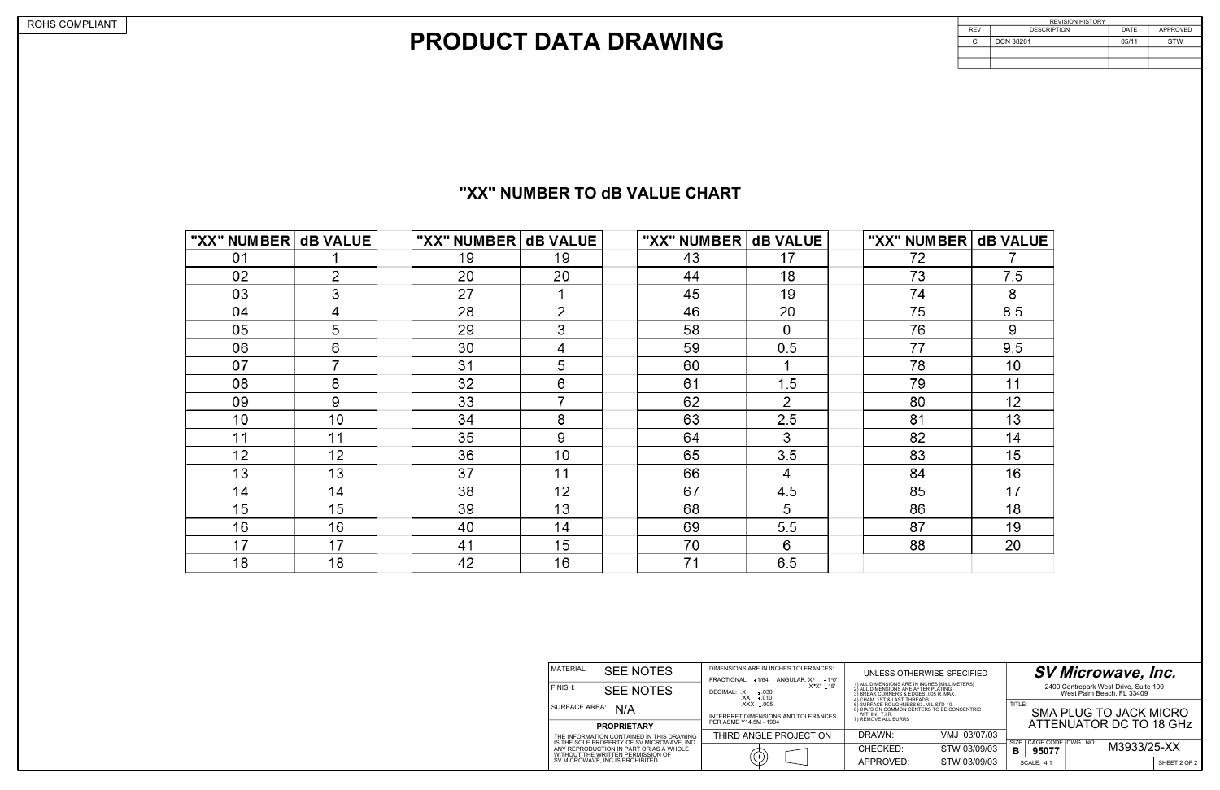ROHS COMPLIANT

# PRODUCT DATA DRAWING

| REVISION HISTORY | | | |
|---|---|---|---|
| REV | DESCRIPTION | DATE | APPROVED |
| C | DCN 38201 | 05/11 | STW |

## "XX" NUMBER TO dB VALUE CHART

| "XX" NUMBER | dB VALUE | "XX" NUMBER | dB VALUE | "XX" NUMBER | dB VALUE | "XX" NUMBER | dB VALUE |
|---|---|---|---|---|---|---|---|
| 01 | 1 | 19 | 19 | 43 | 17 | 72 | 7 |
| 02 | 2 | 20 | 20 | 44 | 18 | 73 | 7.5 |
| 03 | 3 | 27 | 1 | 45 | 19 | 74 | 8 |
| 04 | 4 | 28 | 2 | 46 | 20 | 75 | 8.5 |
| 05 | 5 | 29 | 3 | 58 | 0 | 76 | 9 |
| 06 | 6 | 30 | 4 | 59 | 0.5 | 77 | 9.5 |
| 07 | 7 | 31 | 5 | 60 | 1 | 78 | 10 |
| 08 | 8 | 32 | 6 | 61 | 1.5 | 79 | 11 |
| 09 | 9 | 33 | 7 | 62 | 2 | 80 | 12 |
| 10 | 10 | 34 | 8 | 63 | 2.5 | 81 | 13 |
| 11 | 11 | 35 | 9 | 64 | 3 | 82 | 14 |
| 12 | 12 | 36 | 10 | 65 | 3.5 | 83 | 15 |
| 13 | 13 | 37 | 11 | 66 | 4 | 84 | 16 |
| 14 | 14 | 38 | 12 | 67 | 4.5 | 85 | 17 |
| 15 | 15 | 39 | 13 | 68 | 5 | 86 | 18 |
| 16 | 16 | 40 | 14 | 69 | 5.5 | 87 | 19 |
| 17 | 17 | 41 | 15 | 70 | 6 | 88 | 20 |
| 18 | 18 | 42 | 16 | 71 | 6.5 | | |

MATERIAL: SEE NOTES

FINISH: SEE NOTES

SURFACE AREA: N/A

**PROPRIETARY**

THE INFORMATION CONTAINED IN THIS DRAWING IS THE SOLE PROPERTY OF SV MICROWAVE, INC. ANY REPRODUCTION IN PART OR AS A WHOLE WITHOUT THE WRITTEN PERMISSION OF SV MICROWAVE, INC IS PROHIBITED.

DIMENSIONS ARE IN INCHES TOLERANCES:
FRACTIONAL: ±1/64 ANGULAR: X° ±1°0' X°X' ±15'
DECIMAL: .X ±.030 .XX ±.010 .XXX ±.005

INTERPRET DIMENSIONS AND TOLERANCES PER ASME Y14.5M - 1994

THIRD ANGLE PROJECTION

UNLESS OTHERWISE SPECIFIED

1) ALL DIMENSIONS ARE IN INCHES [MILLIMETERS]
2) ALL DIMENSIONS ARE AFTER PLATING.
3) BREAK CORNERS & EDGES .005 R. MAX.
4) CHAM. 1ST & LAST THREADS.
5) SURFACE ROUGHNESS 63 MIL-STD-10.
6) DIA.'S ON COMMON CENTERS TO BE CONCENTRIC WITHIN T.I.R.
7) REMOVE ALL BURRS

| | |
|---|---|
| DRAWN: | VMJ 03/07/03 |
| CHECKED: | STW 03/09/03 |
| APPROVED: | STW 03/09/03 |

***SV Microwave, Inc.***

2400 Centrepark West Drive, Suite 100
West Palm Beach, FL 33409

TITLE: SMA PLUG TO JACK MICRO ATTENUATOR DC TO 18 GHz

SIZE: B  CAGE CODE: 95077  DWG. NO.: M3933/25-XX

SCALE: 4:1